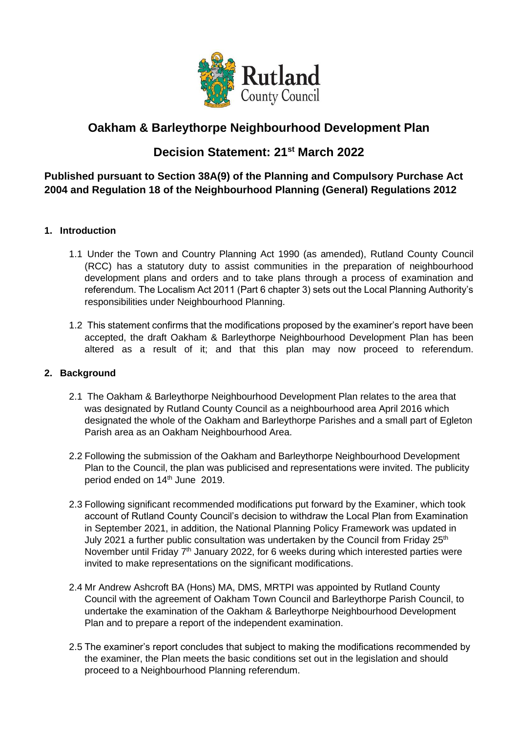# Oakham & Barleythorpe Neighbourhood Development Plan

## Decision Statement: 21st March 2022

### Published pursuant to Section 38A(9) of the Planning and Compulsory Purchase Act 2004 and Regulation 18 of the Neighbourhood Planning (General) Regulations 2012

**1. Introduction**

1.1 Under the Town and Country Planning Act 1990 (as amended), Rutland County Council (RCC) has a statutory duty to assist communities in the preparation of neighbourhood development plans and orders and to take plans through a process of examination and referendum. The Localism Act 2011 (Part 6 chapter 3) sets out the Local Planning Authority's responsibilities under Neighbourhood Planning.

1.2 This statement confirms that the modifications proposed by the examiner's report have been accepted, the draft Oakham & Barleythorpe Neighbourhood Development Plan has been altered as a result of it; and that this plan may now proceed to referendum.

**2. Background**

2.1 The Oakham & Barleythorpe Neighbourhood Development Plan relates to the area that was designated by Rutland County Council as a neighbourhood area April 2016 which designated the whole of the Oakham and Barleythorpe Parishes and a small part of Egleton Parish area as an Oakham Neighbourhood Area.

2.2 Following the submission of the Oakham and Barleythorpe Neighbourhood Development Plan to the Council, the plan was publicised and representations were invited. The publicity period ended on 14th June 2019.

2.3 Following significant recommended modifications put forward by the Examiner, which took account of Rutland County Council's decision to withdraw the Local Plan from Examination in September 2021, in addition, the National Planning Policy Framework was updated in July 2021 a further public consultation was undertaken by the Council from Friday 25th November until Friday 7th January 2022, for 6 weeks during which interested parties were invited to make representations on the significant modifications.

2.4 Mr Andrew Ashcroft BA (Hons) MA, DMS, MRTPI was appointed by Rutland County Council with the agreement of Oakham Town Council and Barleythorpe Parish Council, to undertake the examination of the Oakham & Barleythorpe Neighbourhood Development Plan and to prepare a report of the independent examination.

2.5 The examiner's report concludes that subject to making the modifications recommended by the examiner, the Plan meets the basic conditions set out in the legislation and should proceed to a Neighbourhood Planning referendum.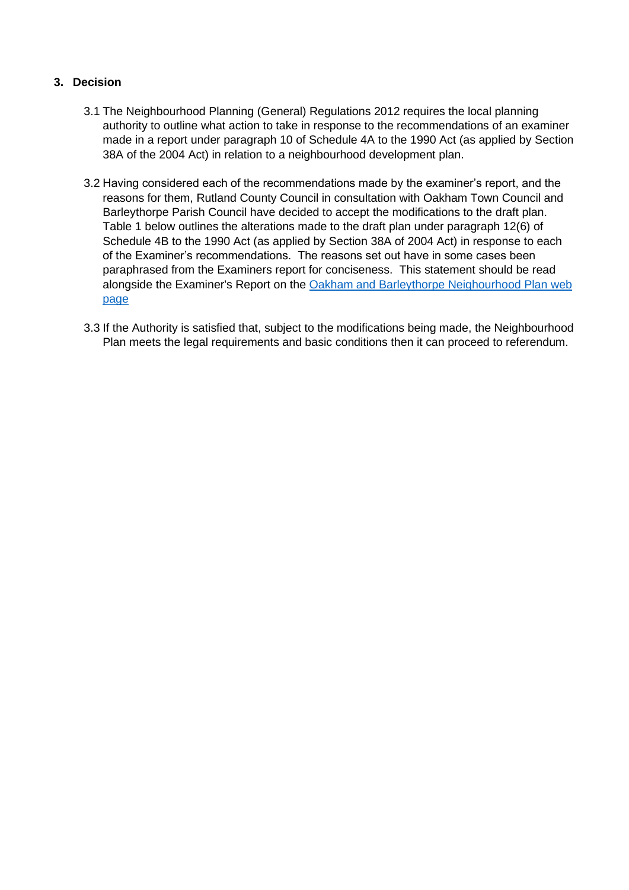## 3. Decision

3.1 The Neighbourhood Planning (General) Regulations 2012 requires the local planning authority to outline what action to take in response to the recommendations of an examiner made in a report under paragraph 10 of Schedule 4A to the 1990 Act (as applied by Section 38A of the 2004 Act) in relation to a neighbourhood development plan.

3.2 Having considered each of the recommendations made by the examiner's report, and the reasons for them, Rutland County Council in consultation with Oakham Town Council and Barleythorpe Parish Council have decided to accept the modifications to the draft plan. Table 1 below outlines the alterations made to the draft plan under paragraph 12(6) of Schedule 4B to the 1990 Act (as applied by Section 38A of 2004 Act) in response to each of the Examiner's recommendations. The reasons set out have in some cases been paraphrased from the Examiners report for conciseness. This statement should be read alongside the Examiner's Report on the Oakham and Barleythorpe Neighbourhood Plan web page

3.3 If the Authority is satisfied that, subject to the modifications being made, the Neighbourhood Plan meets the legal requirements and basic conditions then it can proceed to referendum.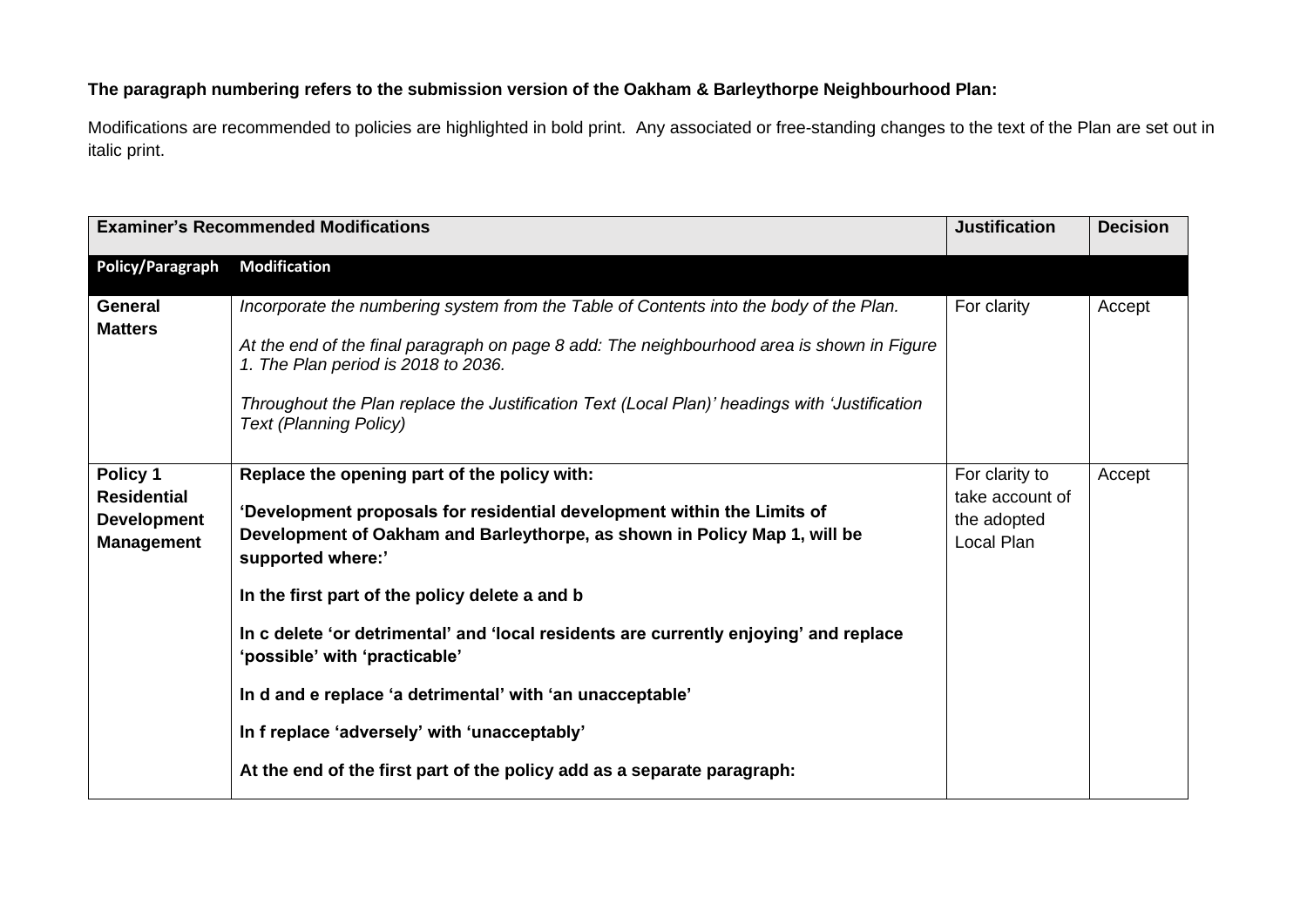**The paragraph numbering refers to the submission version of the Oakham & Barleythorpe Neighbourhood Plan:**

Modifications are recommended to policies are highlighted in bold print. Any associated or free-standing changes to the text of the Plan are set out in italic print.

| **Examiner's Recommended Modifications** | | **Justification** | **Decision** |
|---|---|---|---|
| **Policy/Paragraph** | **Modification** | | |
| **General Matters** | *Incorporate the numbering system from the Table of Contents into the body of the Plan.*<br><br>*At the end of the final paragraph on page 8 add: The neighbourhood area is shown in Figure 1. The Plan period is 2018 to 2036.*<br><br>*Throughout the Plan replace the Justification Text (Local Plan)' headings with 'Justification Text (Planning Policy)* | For clarity | Accept |
| **Policy 1 Residential Development Management** | **Replace the opening part of the policy with:**<br><br>**'Development proposals for residential development within the Limits of Development of Oakham and Barleythorpe, as shown in Policy Map 1, will be supported where:'**<br><br>**In the first part of the policy delete a and b**<br><br>**In c delete 'or detrimental' and 'local residents are currently enjoying' and replace 'possible' with 'practicable'**<br><br>**In d and e replace 'a detrimental' with 'an unacceptable'**<br><br>**In f replace 'adversely' with 'unacceptably'**<br><br>**At the end of the first part of the policy add as a separate paragraph:** | For clarity to take account of the adopted Local Plan | Accept |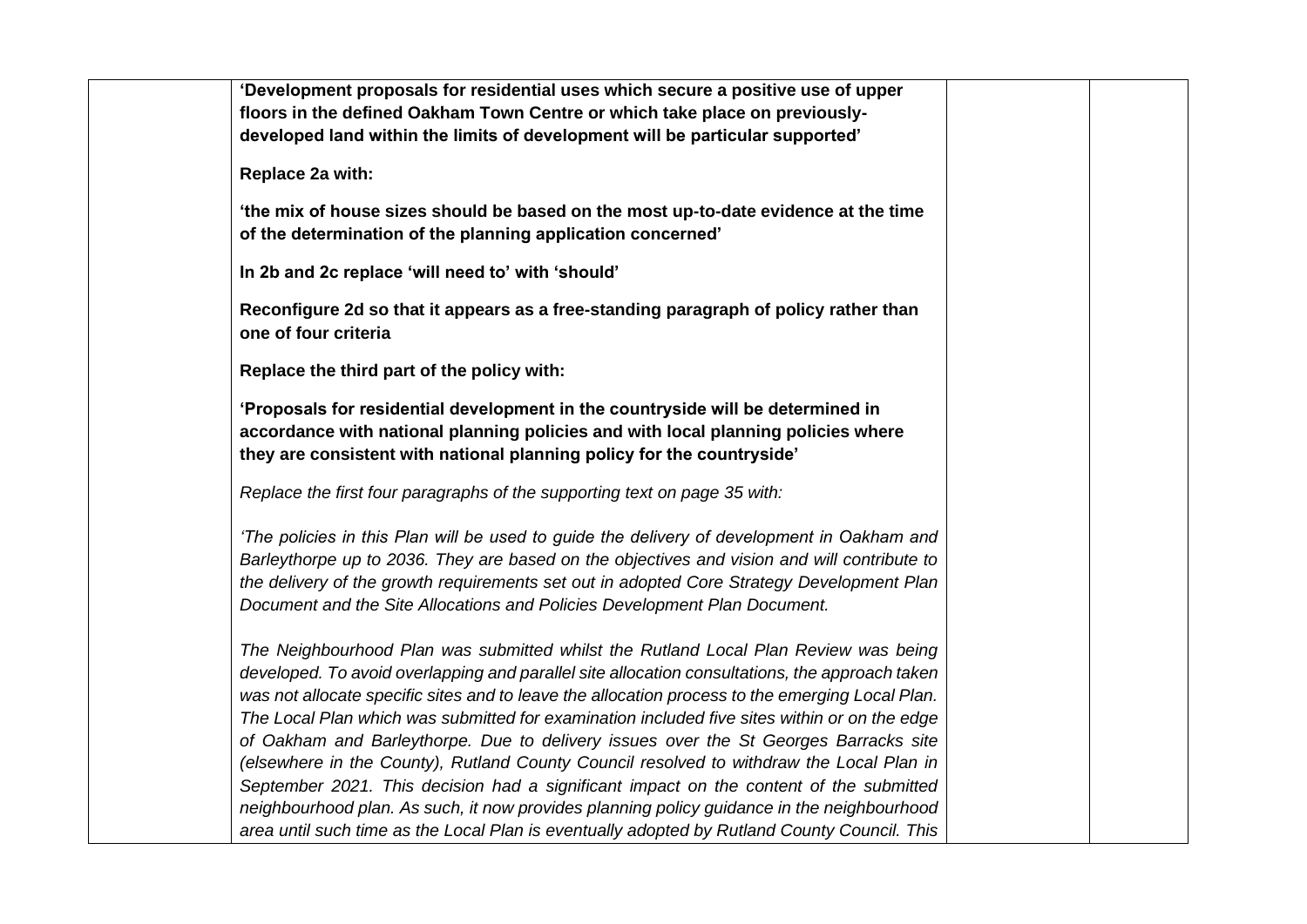| | | | |
|---|---|---|---|
| | **'Development proposals for residential uses which secure a positive use of upper floors in the defined Oakham Town Centre or which take place on previously-developed land within the limits of development will be particular supported'**<br><br>**Replace 2a with:**<br><br>**'the mix of house sizes should be based on the most up-to-date evidence at the time of the determination of the planning application concerned'**<br><br>**In 2b and 2c replace 'will need to' with 'should'**<br><br>**Reconfigure 2d so that it appears as a free-standing paragraph of policy rather than one of four criteria**<br><br>**Replace the third part of the policy with:**<br><br>**'Proposals for residential development in the countryside will be determined in accordance with national planning policies and with local planning policies where they are consistent with national planning policy for the countryside'**<br><br>*Replace the first four paragraphs of the supporting text on page 35 with:*<br><br>*'The policies in this Plan will be used to guide the delivery of development in Oakham and Barleythorpe up to 2036. They are based on the objectives and vision and will contribute to the delivery of the growth requirements set out in adopted Core Strategy Development Plan Document and the Site Allocations and Policies Development Plan Document.*<br><br>*The Neighbourhood Plan was submitted whilst the Rutland Local Plan Review was being developed. To avoid overlapping and parallel site allocation consultations, the approach taken was not allocate specific sites and to leave the allocation process to the emerging Local Plan. The Local Plan which was submitted for examination included five sites within or on the edge of Oakham and Barleythorpe. Due to delivery issues over the St Georges Barracks site (elsewhere in the County), Rutland County Council resolved to withdraw the Local Plan in September 2021. This decision had a significant impact on the content of the submitted neighbourhood plan. As such, it now provides planning policy guidance in the neighbourhood area until such time as the Local Plan is eventually adopted by Rutland County Council. This* | | |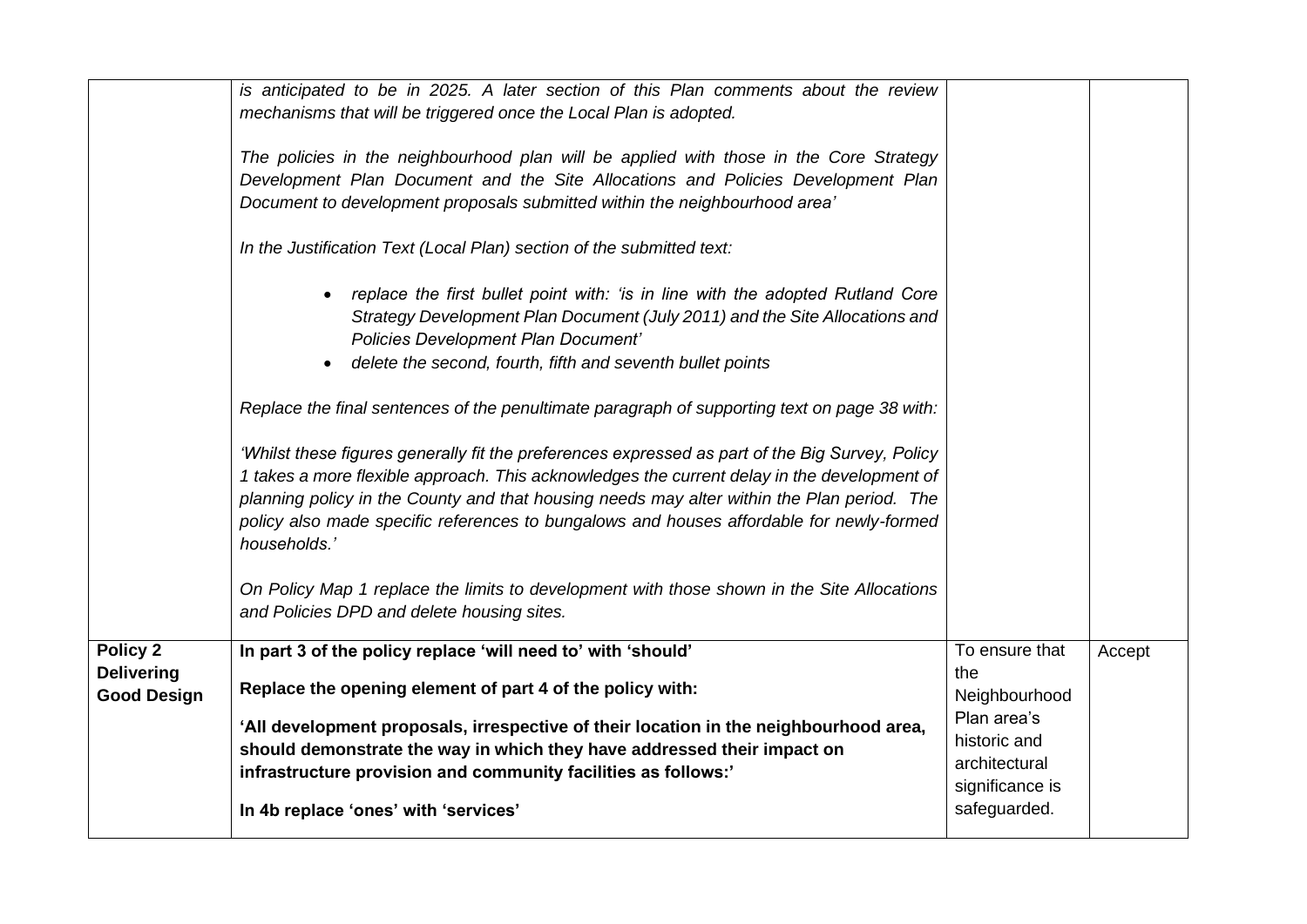| | | | |
|---|---|---|---|
| | *is anticipated to be in 2025. A later section of this Plan comments about the review mechanisms that will be triggered once the Local Plan is adopted.*<br><br>*The policies in the neighbourhood plan will be applied with those in the Core Strategy Development Plan Document and the Site Allocations and Policies Development Plan Document to development proposals submitted within the neighbourhood area'*<br><br>*In the Justification Text (Local Plan) section of the submitted text:*<br><br>• *replace the first bullet point with: 'is in line with the adopted Rutland Core Strategy Development Plan Document (July 2011) and the Site Allocations and Policies Development Plan Document'*<br>• *delete the second, fourth, fifth and seventh bullet points*<br><br>*Replace the final sentences of the penultimate paragraph of supporting text on page 38 with:*<br><br>*'Whilst these figures generally fit the preferences expressed as part of the Big Survey, Policy 1 takes a more flexible approach. This acknowledges the current delay in the development of planning policy in the County and that housing needs may alter within the Plan period. The policy also made specific references to bungalows and houses affordable for newly-formed households.'*<br><br>*On Policy Map 1 replace the limits to development with those shown in the Site Allocations and Policies DPD and delete housing sites.* | | |
| **Policy 2 Delivering Good Design** | **In part 3 of the policy replace 'will need to' with 'should'**<br><br>**Replace the opening element of part 4 of the policy with:**<br><br>**'All development proposals, irrespective of their location in the neighbourhood area, should demonstrate the way in which they have addressed their impact on infrastructure provision and community facilities as follows:'**<br><br>**In 4b replace 'ones' with 'services'** | To ensure that the Neighbourhood Plan area's historic and architectural significance is safeguarded. | Accept |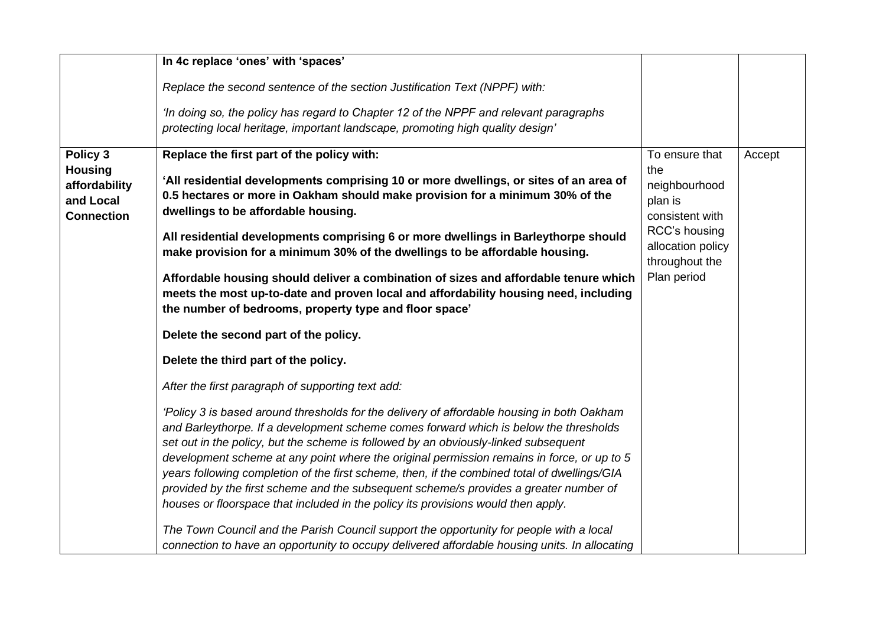| | | | |
|---|---|---|---|
| | **In 4c replace 'ones' with 'spaces'**<br><br>*Replace the second sentence of the section Justification Text (NPPF) with:*<br><br>*'In doing so, the policy has regard to Chapter 12 of the NPPF and relevant paragraphs protecting local heritage, important landscape, promoting high quality design'* | | |
| **Policy 3 Housing affordability and Local Connection** | **Replace the first part of the policy with:**<br><br>**'All residential developments comprising 10 or more dwellings, or sites of an area of 0.5 hectares or more in Oakham should make provision for a minimum 30% of the dwellings to be affordable housing.**<br><br>**All residential developments comprising 6 or more dwellings in Barleythorpe should make provision for a minimum 30% of the dwellings to be affordable housing.**<br><br>**Affordable housing should deliver a combination of sizes and affordable tenure which meets the most up-to-date and proven local and affordability housing need, including the number of bedrooms, property type and floor space'**<br><br>**Delete the second part of the policy.**<br><br>**Delete the third part of the policy.**<br><br>*After the first paragraph of supporting text add:*<br><br>*'Policy 3 is based around thresholds for the delivery of affordable housing in both Oakham and Barleythorpe. If a development scheme comes forward which is below the thresholds set out in the policy, but the scheme is followed by an obviously-linked subsequent development scheme at any point where the original permission remains in force, or up to 5 years following completion of the first scheme, then, if the combined total of dwellings/GIA provided by the first scheme and the subsequent scheme/s provides a greater number of houses or floorspace that included in the policy its provisions would then apply.*<br><br>*The Town Council and the Parish Council support the opportunity for people with a local connection to have an opportunity to occupy delivered affordable housing units. In allocating* | To ensure that the neighbourhood plan is consistent with RCC's housing allocation policy throughout the Plan period | Accept |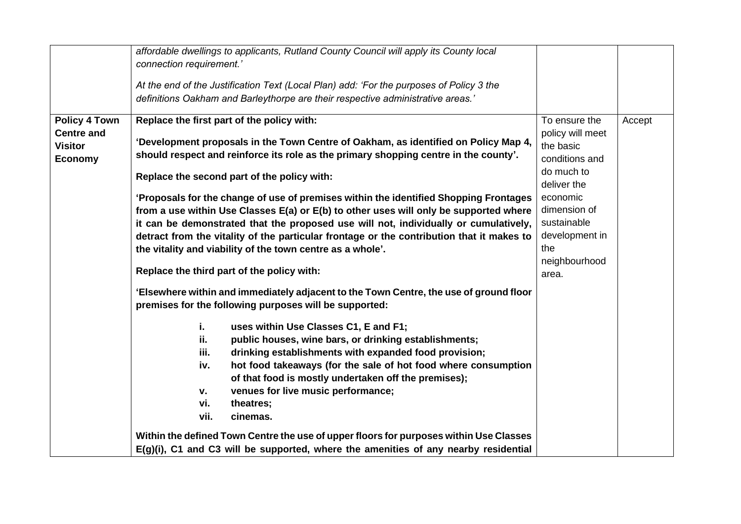| | | | |
|---|---|---|---|
| | *affordable dwellings to applicants, Rutland County Council will apply its County local connection requirement.'*<br><br>*At the end of the Justification Text (Local Plan) add: 'For the purposes of Policy 3 the definitions Oakham and Barleythorpe are their respective administrative areas.'* | | |
| **Policy 4 Town Centre and Visitor Economy** | **Replace the first part of the policy with:**<br><br>**'Development proposals in the Town Centre of Oakham, as identified on Policy Map 4, should respect and reinforce its role as the primary shopping centre in the county'.**<br><br>**Replace the second part of the policy with:**<br><br>**'Proposals for the change of use of premises within the identified Shopping Frontages from a use within Use Classes E(a) or E(b) to other uses will only be supported where it can be demonstrated that the proposed use will not, individually or cumulatively, detract from the vitality of the particular frontage or the contribution that it makes to the vitality and viability of the town centre as a whole'.**<br><br>**Replace the third part of the policy with:**<br><br>**'Elsewhere within and immediately adjacent to the Town Centre, the use of ground floor premises for the following purposes will be supported:**<br><br>**i. uses within Use Classes C1, E and F1;**<br>**ii. public houses, wine bars, or drinking establishments;**<br>**iii. drinking establishments with expanded food provision;**<br>**iv. hot food takeaways (for the sale of hot food where consumption of that food is mostly undertaken off the premises);**<br>**v. venues for live music performance;**<br>**vi. theatres;**<br>**vii. cinemas.**<br><br>**Within the defined Town Centre the use of upper floors for purposes within Use Classes E(g)(i), C1 and C3 will be supported, where the amenities of any nearby residential** | To ensure the policy will meet the basic conditions and do much to deliver the economic dimension of sustainable development in the neighbourhood area. | Accept |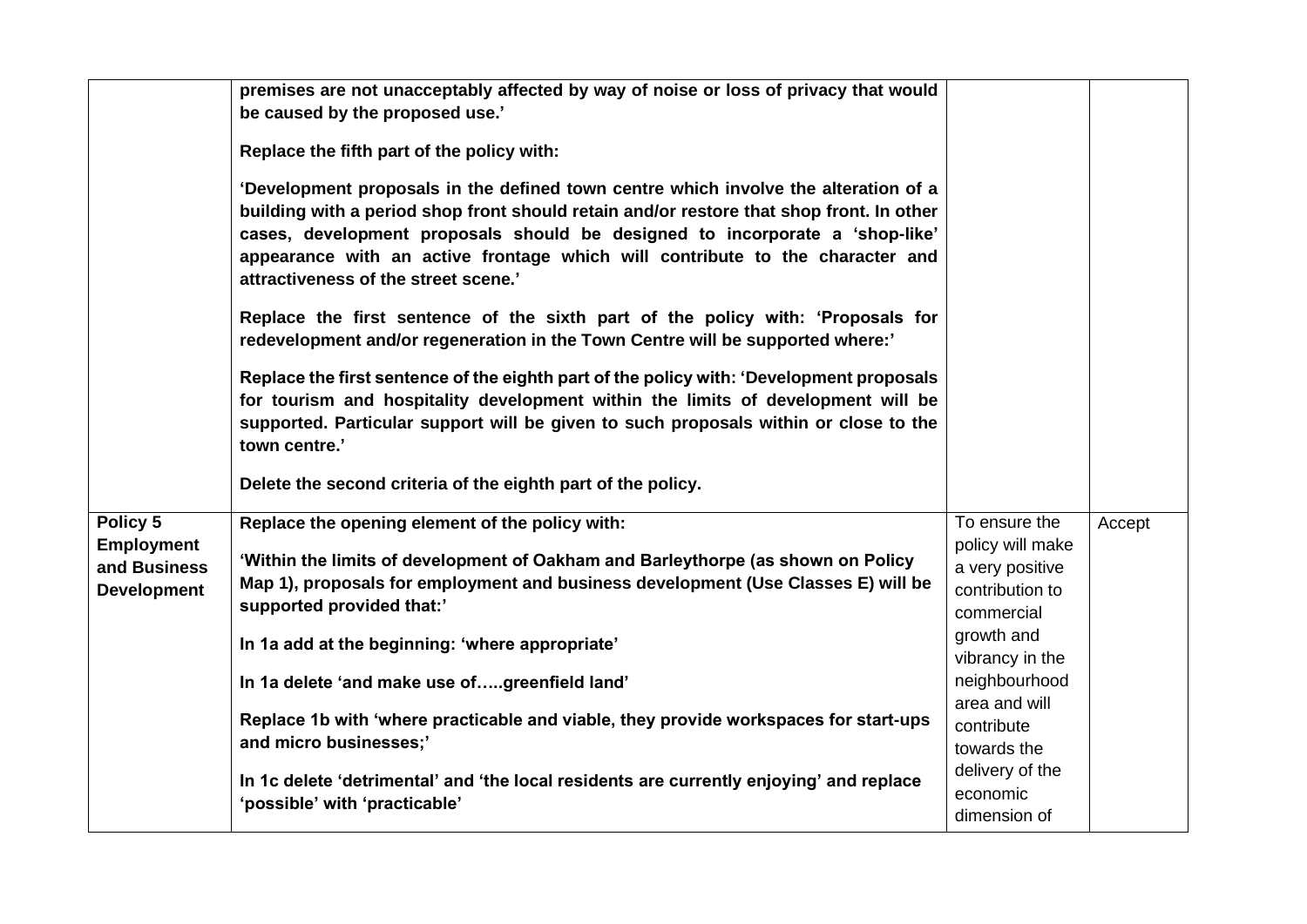| | | | |
|---|---|---|---|
| | **premises are not unacceptably affected by way of noise or loss of privacy that would be caused by the proposed use.'**<br><br>**Replace the fifth part of the policy with:**<br><br>**'Development proposals in the defined town centre which involve the alteration of a building with a period shop front should retain and/or restore that shop front. In other cases, development proposals should be designed to incorporate a 'shop-like' appearance with an active frontage which will contribute to the character and attractiveness of the street scene.'**<br><br>**Replace the first sentence of the sixth part of the policy with: 'Proposals for redevelopment and/or regeneration in the Town Centre will be supported where:'**<br><br>**Replace the first sentence of the eighth part of the policy with: 'Development proposals for tourism and hospitality development within the limits of development will be supported. Particular support will be given to such proposals within or close to the town centre.'**<br><br>**Delete the second criteria of the eighth part of the policy.** | | |
| **Policy 5 Employment and Business Development** | **Replace the opening element of the policy with:**<br><br>**'Within the limits of development of Oakham and Barleythorpe (as shown on Policy Map 1), proposals for employment and business development (Use Classes E) will be supported provided that:'**<br><br>**In 1a add at the beginning: 'where appropriate'**<br><br>**In 1a delete 'and make use of…..greenfield land'**<br><br>**Replace 1b with 'where practicable and viable, they provide workspaces for start-ups and micro businesses;'**<br><br>**In 1c delete 'detrimental' and 'the local residents are currently enjoying' and replace 'possible' with 'practicable'** | To ensure the policy will make a very positive contribution to commercial growth and vibrancy in the neighbourhood area and will contribute towards the delivery of the economic dimension of | Accept |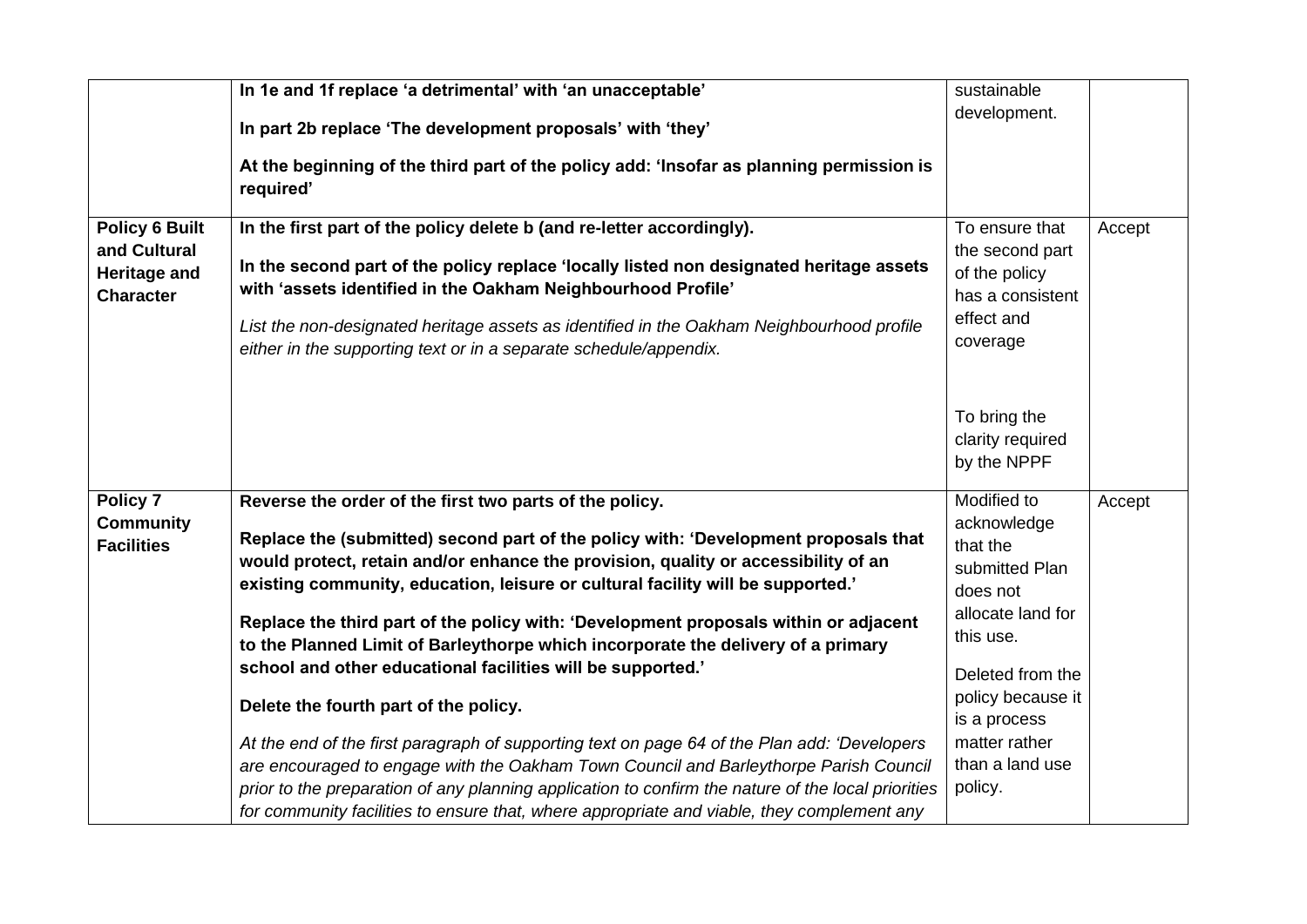| | | | |
|---|---|---|---|
| | **In 1e and 1f replace 'a detrimental' with 'an unacceptable'**<br><br>**In part 2b replace 'The development proposals' with 'they'**<br><br>**At the beginning of the third part of the policy add: 'Insofar as planning permission is required'** | sustainable development. | |
| **Policy 6 Built and Cultural Heritage and Character** | **In the first part of the policy delete b (and re-letter accordingly).**<br><br>**In the second part of the policy replace 'locally listed non designated heritage assets with 'assets identified in the Oakham Neighbourhood Profile'**<br><br>*List the non-designated heritage assets as identified in the Oakham Neighbourhood profile either in the supporting text or in a separate schedule/appendix.* | To ensure that the second part of the policy has a consistent effect and coverage<br><br>To bring the clarity required by the NPPF | Accept |
| **Policy 7 Community Facilities** | **Reverse the order of the first two parts of the policy.**<br><br>**Replace the (submitted) second part of the policy with: 'Development proposals that would protect, retain and/or enhance the provision, quality or accessibility of an existing community, education, leisure or cultural facility will be supported.'**<br><br>**Replace the third part of the policy with: 'Development proposals within or adjacent to the Planned Limit of Barleythorpe which incorporate the delivery of a primary school and other educational facilities will be supported.'**<br><br>**Delete the fourth part of the policy.**<br><br>*At the end of the first paragraph of supporting text on page 64 of the Plan add: 'Developers are encouraged to engage with the Oakham Town Council and Barleythorpe Parish Council prior to the preparation of any planning application to confirm the nature of the local priorities for community facilities to ensure that, where appropriate and viable, they complement any* | Modified to acknowledge that the submitted Plan does not allocate land for this use.<br><br>Deleted from the policy because it is a process matter rather than a land use policy. | Accept |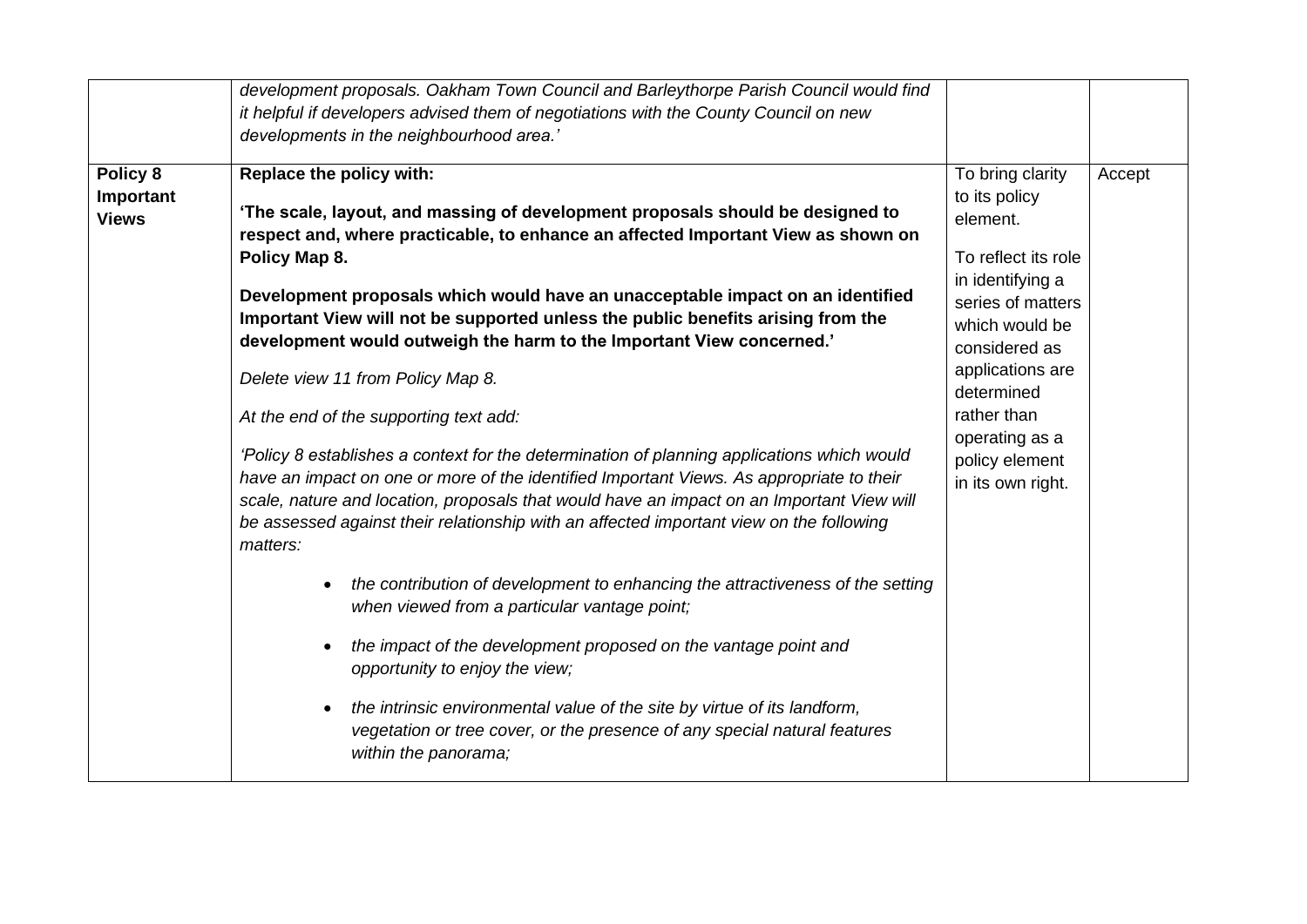| | | | |
|---|---|---|---|
| | *development proposals. Oakham Town Council and Barleythorpe Parish Council would find it helpful if developers advised them of negotiations with the County Council on new developments in the neighbourhood area.'* | | |
| **Policy 8 Important Views** | **Replace the policy with:**<br><br>**'The scale, layout, and massing of development proposals should be designed to respect and, where practicable, to enhance an affected Important View as shown on Policy Map 8.**<br><br>**Development proposals which would have an unacceptable impact on an identified Important View will not be supported unless the public benefits arising from the development would outweigh the harm to the Important View concerned.'**<br><br>*Delete view 11 from Policy Map 8.*<br><br>*At the end of the supporting text add:*<br><br>*'Policy 8 establishes a context for the determination of planning applications which would have an impact on one or more of the identified Important Views. As appropriate to their scale, nature and location, proposals that would have an impact on an Important View will be assessed against their relationship with an affected important view on the following matters:*<br><br>• *the contribution of development to enhancing the attractiveness of the setting when viewed from a particular vantage point;*<br><br>• *the impact of the development proposed on the vantage point and opportunity to enjoy the view;*<br><br>• *the intrinsic environmental value of the site by virtue of its landform, vegetation or tree cover, or the presence of any special natural features within the panorama;* | To bring clarity to its policy element.<br><br>To reflect its role in identifying a series of matters which would be considered as applications are determined rather than operating as a policy element in its own right. | Accept |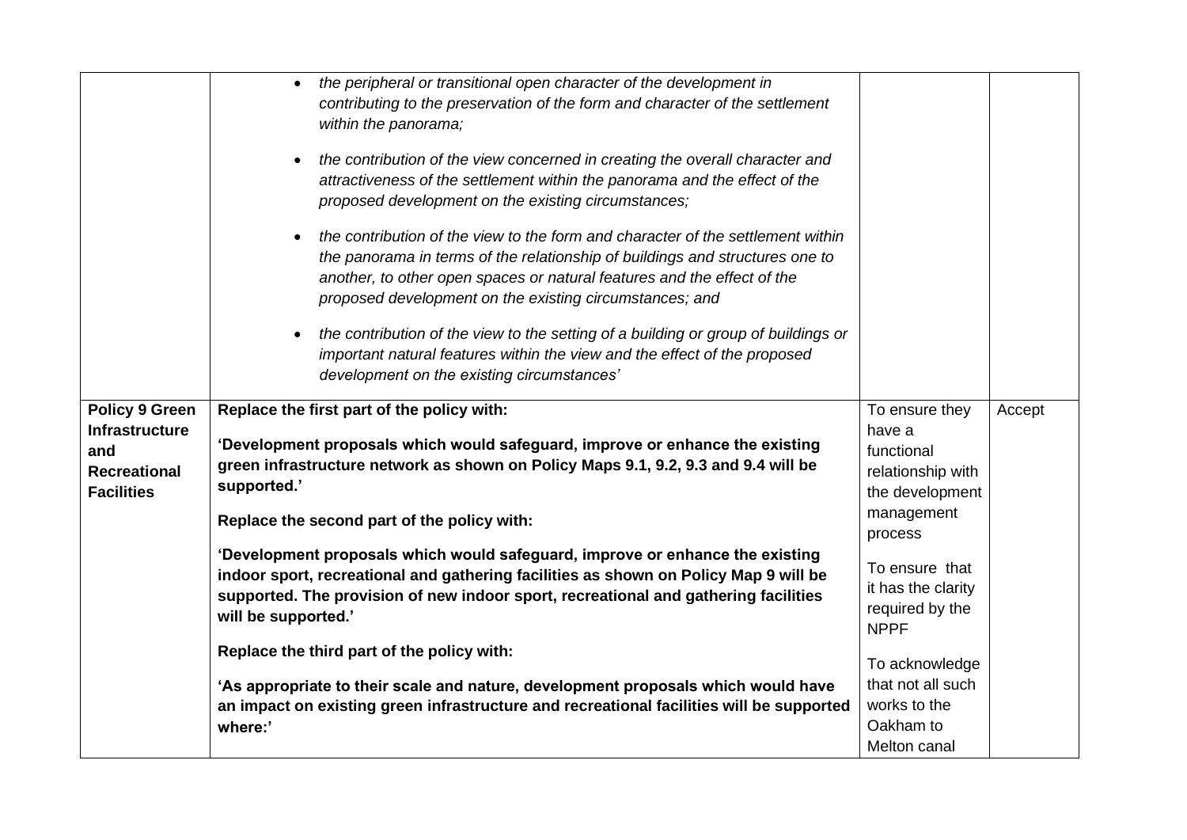| | | | |
|---|---|---|---|
| | • *the peripheral or transitional open character of the development in contributing to the preservation of the form and character of the settlement within the panorama;*<br><br>• *the contribution of the view concerned in creating the overall character and attractiveness of the settlement within the panorama and the effect of the proposed development on the existing circumstances;*<br><br>• *the contribution of the view to the form and character of the settlement within the panorama in terms of the relationship of buildings and structures one to another, to other open spaces or natural features and the effect of the proposed development on the existing circumstances; and*<br><br>• *the contribution of the view to the setting of a building or group of buildings or important natural features within the view and the effect of the proposed development on the existing circumstances'* | | |
| **Policy 9 Green Infrastructure and Recreational Facilities** | **Replace the first part of the policy with:**<br><br>**'Development proposals which would safeguard, improve or enhance the existing green infrastructure network as shown on Policy Maps 9.1, 9.2, 9.3 and 9.4 will be supported.'**<br><br>**Replace the second part of the policy with:**<br><br>**'Development proposals which would safeguard, improve or enhance the existing indoor sport, recreational and gathering facilities as shown on Policy Map 9 will be supported. The provision of new indoor sport, recreational and gathering facilities will be supported.'**<br><br>**Replace the third part of the policy with:**<br><br>**'As appropriate to their scale and nature, development proposals which would have an impact on existing green infrastructure and recreational facilities will be supported where:'** | To ensure they have a functional relationship with the development management process<br><br>To ensure that it has the clarity required by the NPPF<br><br>To acknowledge that not all such works to the Oakham to Melton canal | Accept |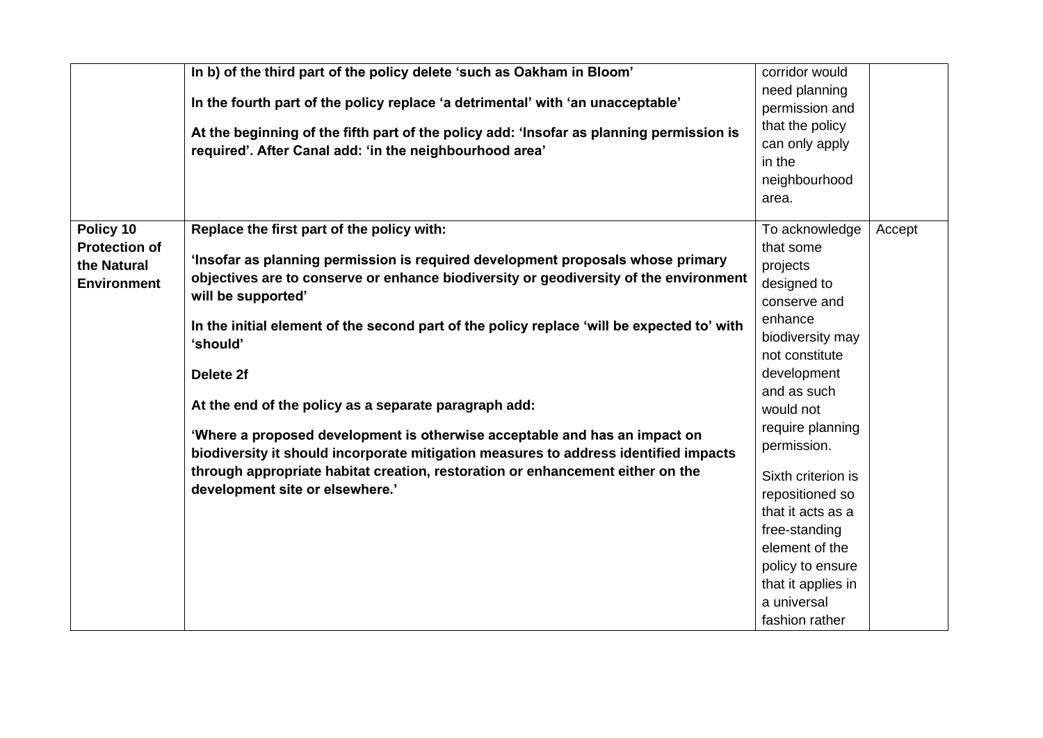| | | | |
|---|---|---|---|
| | **In b) of the third part of the policy delete 'such as Oakham in Bloom'**<br><br>**In the fourth part of the policy replace 'a detrimental' with 'an unacceptable'**<br><br>**At the beginning of the fifth part of the policy add: 'Insofar as planning permission is required'. After Canal add: 'in the neighbourhood area'** | corridor would need planning permission and that the policy can only apply in the neighbourhood area. | |
| **Policy 10 Protection of the Natural Environment** | **Replace the first part of the policy with:**<br><br>**'Insofar as planning permission is required development proposals whose primary objectives are to conserve or enhance biodiversity or geodiversity of the environment will be supported'**<br><br>**In the initial element of the second part of the policy replace 'will be expected to' with 'should'**<br><br>**Delete 2f**<br><br>**At the end of the policy as a separate paragraph add:**<br><br>**'Where a proposed development is otherwise acceptable and has an impact on biodiversity it should incorporate mitigation measures to address identified impacts through appropriate habitat creation, restoration or enhancement either on the development site or elsewhere.'** | To acknowledge that some projects designed to conserve and enhance biodiversity may not constitute development and as such would not require planning permission.<br><br>Sixth criterion is repositioned so that it acts as a free-standing element of the policy to ensure that it applies in a universal fashion rather | Accept |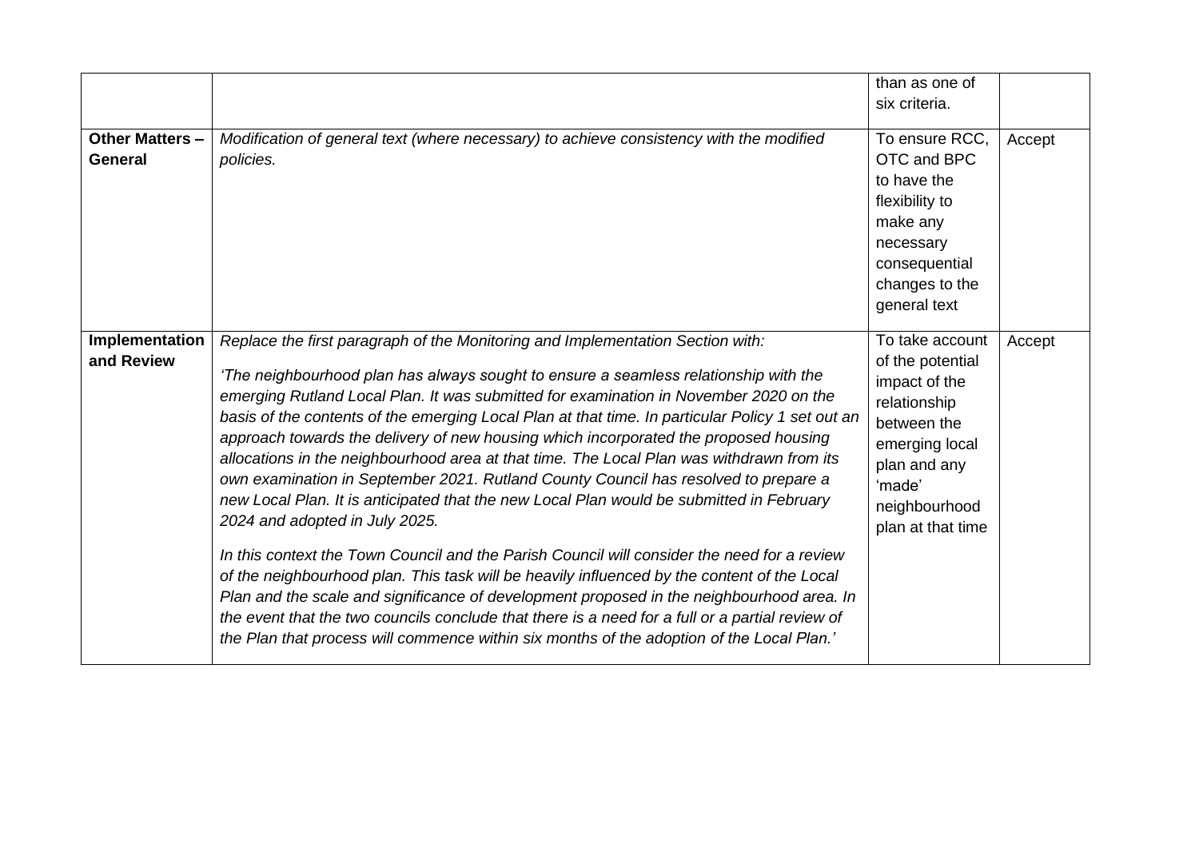| | | | |
|---|---|---|---|
| | | than as one of six criteria. | |
| **Other Matters – General** | *Modification of general text (where necessary) to achieve consistency with the modified policies.* | To ensure RCC, OTC and BPC to have the flexibility to make any necessary consequential changes to the general text | Accept |
| **Implementation and Review** | *Replace the first paragraph of the Monitoring and Implementation Section with:*<br><br>*'The neighbourhood plan has always sought to ensure a seamless relationship with the emerging Rutland Local Plan. It was submitted for examination in November 2020 on the basis of the contents of the emerging Local Plan at that time. In particular Policy 1 set out an approach towards the delivery of new housing which incorporated the proposed housing allocations in the neighbourhood area at that time. The Local Plan was withdrawn from its own examination in September 2021. Rutland County Council has resolved to prepare a new Local Plan. It is anticipated that the new Local Plan would be submitted in February 2024 and adopted in July 2025.*<br><br>*In this context the Town Council and the Parish Council will consider the need for a review of the neighbourhood plan. This task will be heavily influenced by the content of the Local Plan and the scale and significance of development proposed in the neighbourhood area. In the event that the two councils conclude that there is a need for a full or a partial review of the Plan that process will commence within six months of the adoption of the Local Plan.'* | To take account of the potential impact of the relationship between the emerging local plan and any 'made' neighbourhood plan at that time | Accept |